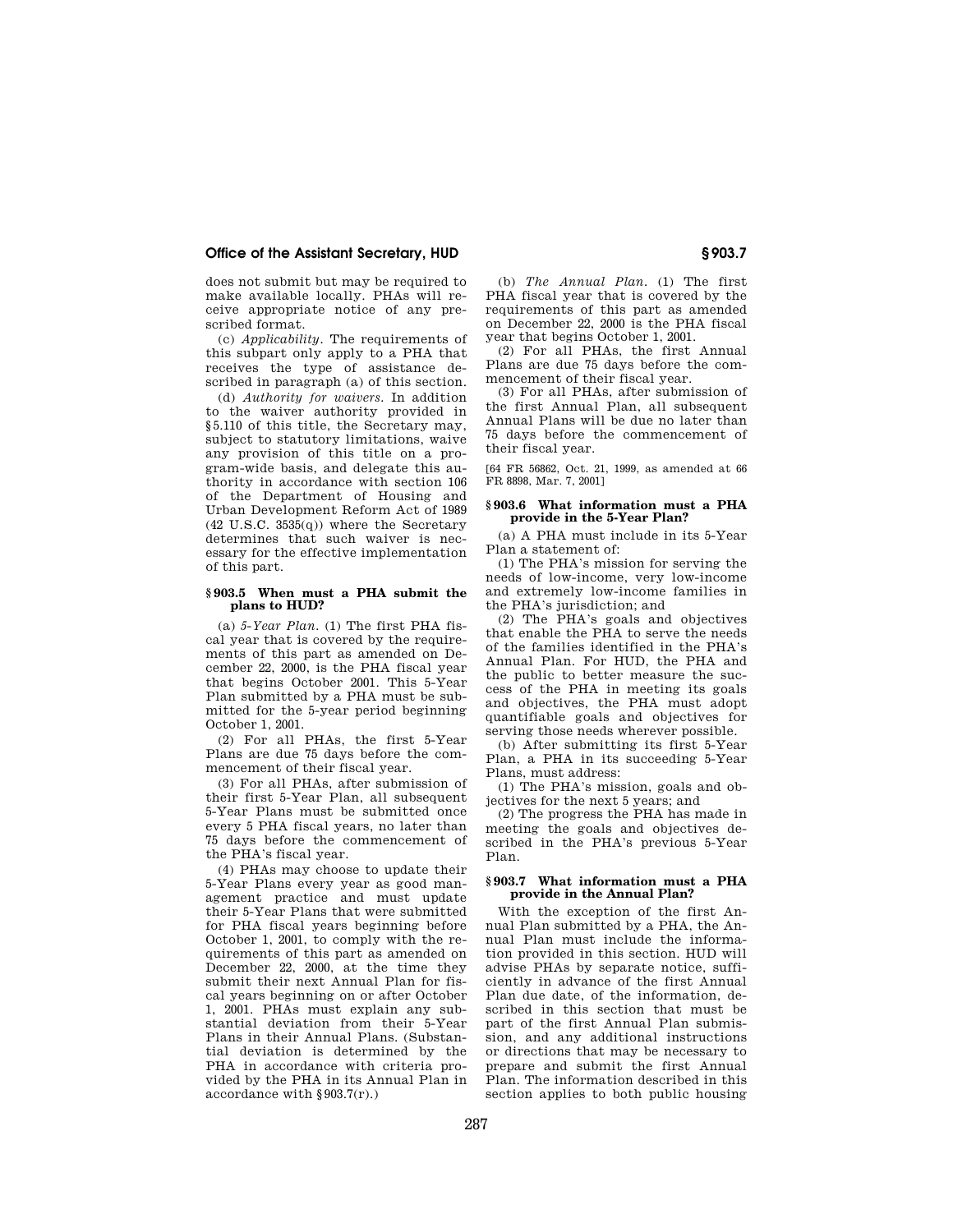does not submit but may be required to make available locally. PHAs will receive appropriate notice of any prescribed format.

(c) *Applicability.* The requirements of this subpart only apply to a PHA that receives the type of assistance described in paragraph (a) of this section.

(d) *Authority for waivers.* In addition to the waiver authority provided in §5.110 of this title, the Secretary may, subject to statutory limitations, waive any provision of this title on a program-wide basis, and delegate this authority in accordance with section 106 of the Department of Housing and Urban Development Reform Act of 1989 (42 U.S.C. 3535(q)) where the Secretary determines that such waiver is necessary for the effective implementation of this part.

### §903.5 When must a PHA submit the plans to HUD?

(a) *5-Year Plan.* (1) The first PHA fiscal year that is covered by the requirements of this part as amended on December 22, 2000, is the PHA fiscal year that begins October 2001. This 5-Year Plan submitted by a PHA must be submitted for the 5-year period beginning October 1, 2001.

(2) For all PHAs, the first 5-Year Plans are due 75 days before the commencement of their fiscal year.

(3) For all PHAs, after submission of their first 5-Year Plan, all subsequent 5-Year Plans must be submitted once every 5 PHA fiscal years, no later than 75 days before the commencement of the PHA's fiscal year.

(4) PHAs may choose to update their 5-Year Plans every year as good management practice and must update their 5-Year Plans that were submitted for PHA fiscal years beginning before October 1, 2001, to comply with the requirements of this part as amended on December 22, 2000, at the time they submit their next Annual Plan for fiscal years beginning on or after October 1, 2001. PHAs must explain any substantial deviation from their 5-Year Plans in their Annual Plans. (Substantial deviation is determined by the PHA in accordance with criteria provided by the PHA in its Annual Plan in accordance with §903.7(r).)

(b) *The Annual Plan.* (1) The first PHA fiscal year that is covered by the requirements of this part as amended on December 22, 2000 is the PHA fiscal year that begins October 1, 2001.

(2) For all PHAs, the first Annual Plans are due 75 days before the commencement of their fiscal year.

(3) For all PHAs, after submission of the first Annual Plan, all subsequent Annual Plans will be due no later than 75 days before the commencement of their fiscal year.

[64 FR 56862, Oct. 21, 1999, as amended at 66 FR 8898, Mar. 7, 2001]

### §903.6 What information must a PHA provide in the 5-Year Plan?

(a) A PHA must include in its 5-Year Plan a statement of:

(1) The PHA's mission for serving the needs of low-income, very low-income and extremely low-income families in the PHA's jurisdiction; and

(2) The PHA's goals and objectives that enable the PHA to serve the needs of the families identified in the PHA's Annual Plan. For HUD, the PHA and the public to better measure the success of the PHA in meeting its goals and objectives, the PHA must adopt quantifiable goals and objectives for serving those needs wherever possible.

(b) After submitting its first 5-Year Plan, a PHA in its succeeding 5-Year Plans, must address:

(1) The PHA's mission, goals and objectives for the next 5 years; and

(2) The progress the PHA has made in meeting the goals and objectives described in the PHA's previous 5-Year Plan.

### §903.7 What information must a PHA provide in the Annual Plan?

With the exception of the first Annual Plan submitted by a PHA, the Annual Plan must include the information provided in this section. HUD will advise PHAs by separate notice, sufficiently in advance of the first Annual Plan due date, of the information, described in this section that must be part of the first Annual Plan submission, and any additional instructions or directions that may be necessary to prepare and submit the first Annual Plan. The information described in this section applies to both public housing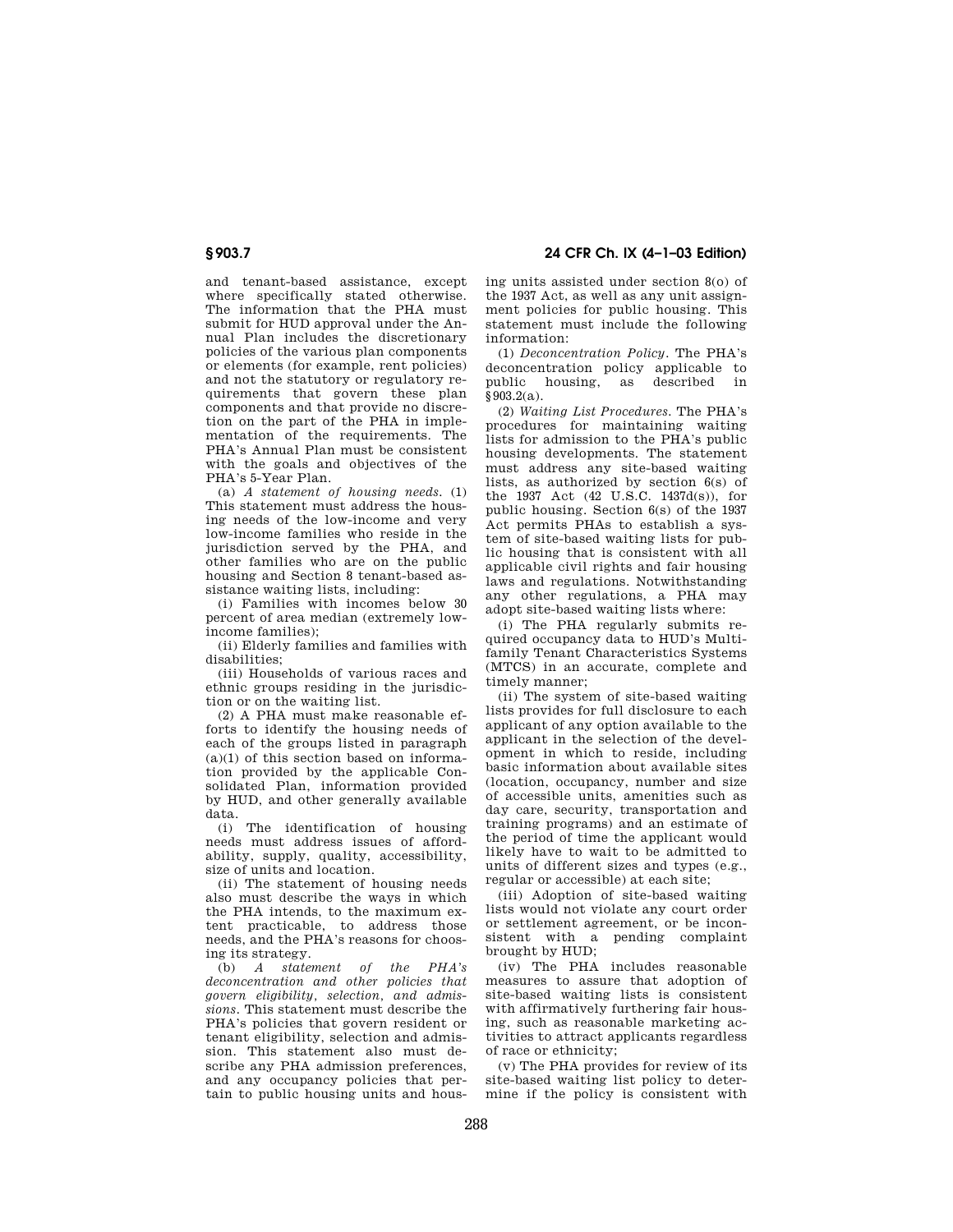and tenant-based assistance, except where specifically stated otherwise. The information that the PHA must submit for HUD approval under the Annual Plan includes the discretionary policies of the various plan components or elements (for example, rent policies) and not the statutory or regulatory requirements that govern these plan components and that provide no discretion on the part of the PHA in implementation of the requirements. The PHA's Annual Plan must be consistent with the goals and objectives of the PHA's 5-Year Plan.

(a) *A statement of housing needs.* (1) This statement must address the housing needs of the low-income and very low-income families who reside in the jurisdiction served by the PHA, and other families who are on the public housing and Section 8 tenant-based assistance waiting lists, including:

(i) Families with incomes below 30 percent of area median (extremely low-income families);

(ii) Elderly families and families with disabilities;

(iii) Households of various races and ethnic groups residing in the jurisdiction or on the waiting list.

(2) A PHA must make reasonable efforts to identify the housing needs of each of the groups listed in paragraph (a)(1) of this section based on information provided by the applicable Consolidated Plan, information provided by HUD, and other generally available data.

(i) The identification of housing needs must address issues of affordability, supply, quality, accessibility, size of units and location.

(ii) The statement of housing needs also must describe the ways in which the PHA intends, to the maximum extent practicable, to address those needs, and the PHA's reasons for choosing its strategy.

(b) *A statement of the PHA's deconcentration and other policies that govern eligibility, selection, and admissions.* This statement must describe the PHA's policies that govern resident or tenant eligibility, selection and admission. This statement also must describe any PHA admission preferences, and any occupancy policies that pertain to public housing units and housing units assisted under section 8(o) of the 1937 Act, as well as any unit assignment policies for public housing. This statement must include the following information:

(1) *Deconcentration Policy.* The PHA's deconcentration policy applicable to public housing, as described in §903.2(a).

(2) *Waiting List Procedures.* The PHA's procedures for maintaining waiting lists for admission to the PHA's public housing developments. The statement must address any site-based waiting lists, as authorized by section 6(s) of the 1937 Act (42 U.S.C. 1437d(s)), for public housing. Section 6(s) of the 1937 Act permits PHAs to establish a system of site-based waiting lists for public housing that is consistent with all applicable civil rights and fair housing laws and regulations. Notwithstanding any other regulations, a PHA may adopt site-based waiting lists where:

(i) The PHA regularly submits required occupancy data to HUD's Multifamily Tenant Characteristics Systems (MTCS) in an accurate, complete and timely manner;

(ii) The system of site-based waiting lists provides for full disclosure to each applicant of any option available to the applicant in the selection of the development in which to reside, including basic information about available sites (location, occupancy, number and size of accessible units, amenities such as day care, security, transportation and training programs) and an estimate of the period of time the applicant would likely have to wait to be admitted to units of different sizes and types (e.g., regular or accessible) at each site;

(iii) Adoption of site-based waiting lists would not violate any court order or settlement agreement, or be inconsistent with a pending complaint brought by HUD;

(iv) The PHA includes reasonable measures to assure that adoption of site-based waiting lists is consistent with affirmatively furthering fair housing, such as reasonable marketing activities to attract applicants regardless of race or ethnicity;

(v) The PHA provides for review of its site-based waiting list policy to determine if the policy is consistent with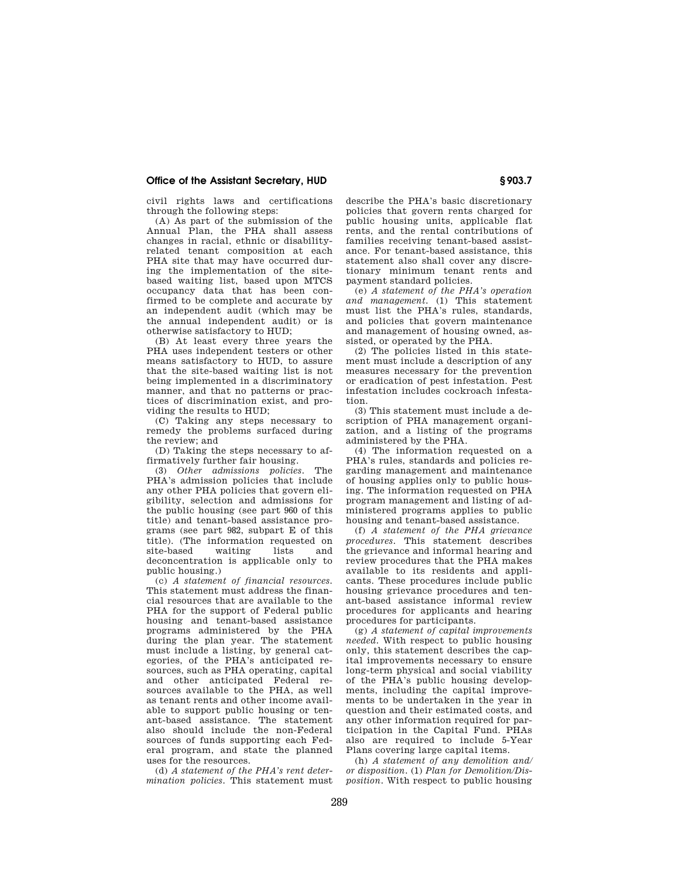civil rights laws and certifications through the following steps:

(A) As part of the submission of the Annual Plan, the PHA shall assess changes in racial, ethnic or disability-related tenant composition at each PHA site that may have occurred during the implementation of the site-based waiting list, based upon MTCS occupancy data that has been confirmed to be complete and accurate by an independent audit (which may be the annual independent audit) or is otherwise satisfactory to HUD;

(B) At least every three years the PHA uses independent testers or other means satisfactory to HUD, to assure that the site-based waiting list is not being implemented in a discriminatory manner, and that no patterns or practices of discrimination exist, and providing the results to HUD;

(C) Taking any steps necessary to remedy the problems surfaced during the review; and

(D) Taking the steps necessary to affirmatively further fair housing.

(3) *Other admissions policies.* The PHA's admission policies that include any other PHA policies that govern eligibility, selection and admissions for the public housing (see part 960 of this title) and tenant-based assistance programs (see part 982, subpart E of this title). (The information requested on site-based waiting lists and deconcentration is applicable only to public housing.)

(c) *A statement of financial resources.* This statement must address the financial resources that are available to the PHA for the support of Federal public housing and tenant-based assistance programs administered by the PHA during the plan year. The statement must include a listing, by general categories, of the PHA's anticipated resources, such as PHA operating, capital and other anticipated Federal resources available to the PHA, as well as tenant rents and other income available to support public housing or tenant-based assistance. The statement also should include the non-Federal sources of funds supporting each Federal program, and state the planned uses for the resources.

(d) *A statement of the PHA's rent determination policies.* This statement must describe the PHA's basic discretionary policies that govern rents charged for public housing units, applicable flat rents, and the rental contributions of families receiving tenant-based assistance. For tenant-based assistance, this statement also shall cover any discretionary minimum tenant rents and payment standard policies.

(e) *A statement of the PHA's operation and management.* (1) This statement must list the PHA's rules, standards, and policies that govern maintenance and management of housing owned, assisted, or operated by the PHA.

(2) The policies listed in this statement must include a description of any measures necessary for the prevention or eradication of pest infestation. Pest infestation includes cockroach infestation.

(3) This statement must include a description of PHA management organization, and a listing of the programs administered by the PHA.

(4) The information requested on a PHA's rules, standards and policies regarding management and maintenance of housing applies only to public housing. The information requested on PHA program management and listing of administered programs applies to public housing and tenant-based assistance.

(f) *A statement of the PHA grievance procedures.* This statement describes the grievance and informal hearing and review procedures that the PHA makes available to its residents and applicants. These procedures include public housing grievance procedures and tenant-based assistance informal review procedures for applicants and hearing procedures for participants.

(g) *A statement of capital improvements needed.* With respect to public housing only, this statement describes the capital improvements necessary to ensure long-term physical and social viability of the PHA's public housing developments, including the capital improvements to be undertaken in the year in question and their estimated costs, and any other information required for participation in the Capital Fund. PHAs also are required to include 5-Year Plans covering large capital items.

(h) *A statement of any demolition and/or disposition.* (1) *Plan for Demolition/Disposition.* With respect to public housing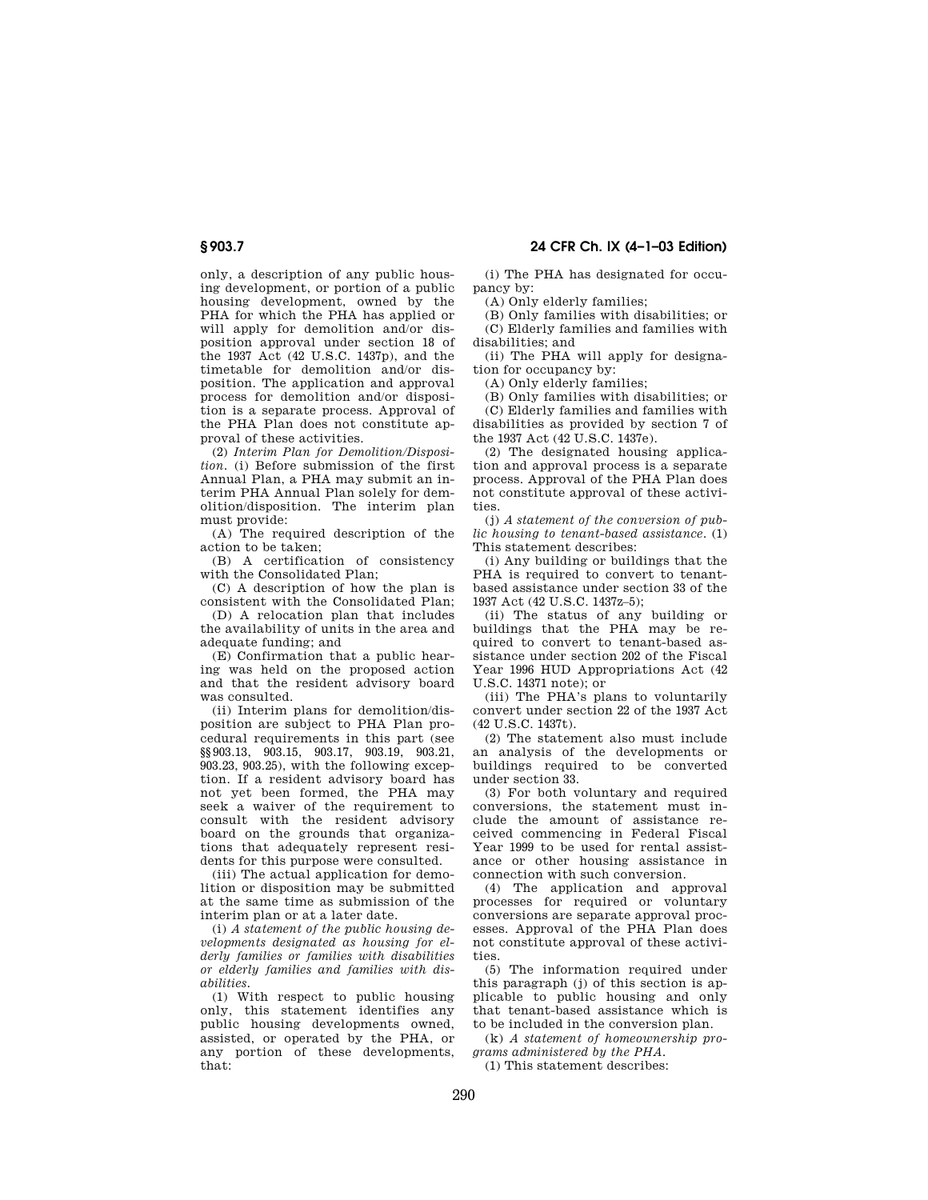only, a description of any public housing development, or portion of a public housing development, owned by the PHA for which the PHA has applied or will apply for demolition and/or disposition approval under section 18 of the 1937 Act (42 U.S.C. 1437p), and the timetable for demolition and/or disposition. The application and approval process for demolition and/or disposition is a separate process. Approval of the PHA Plan does not constitute approval of these activities.

(2) *Interim Plan for Demolition/Disposition.* (i) Before submission of the first Annual Plan, a PHA may submit an interim PHA Annual Plan solely for demolition/disposition. The interim plan must provide:

(A) The required description of the action to be taken;

(B) A certification of consistency with the Consolidated Plan;

(C) A description of how the plan is consistent with the Consolidated Plan;

(D) A relocation plan that includes the availability of units in the area and adequate funding; and

(E) Confirmation that a public hearing was held on the proposed action and that the resident advisory board was consulted.

(ii) Interim plans for demolition/disposition are subject to PHA Plan procedural requirements in this part (see §§903.13, 903.15, 903.17, 903.19, 903.21, 903.23, 903.25), with the following exception. If a resident advisory board has not yet been formed, the PHA may seek a waiver of the requirement to consult with the resident advisory board on the grounds that organizations that adequately represent residents for this purpose were consulted.

(iii) The actual application for demolition or disposition may be submitted at the same time as submission of the interim plan or at a later date.

(i) *A statement of the public housing developments designated as housing for elderly families or families with disabilities or elderly families and families with disabilities.*

(1) With respect to public housing only, this statement identifies any public housing developments owned, assisted, or operated by the PHA, or any portion of these developments, that:

(i) The PHA has designated for occupancy by:

(A) Only elderly families;

(B) Only families with disabilities; or

(C) Elderly families and families with disabilities; and

(ii) The PHA will apply for designation for occupancy by:

(A) Only elderly families;

(B) Only families with disabilities; or

(C) Elderly families and families with disabilities as provided by section 7 of the 1937 Act (42 U.S.C. 1437e).

(2) The designated housing application and approval process is a separate process. Approval of the PHA Plan does not constitute approval of these activities.

(j) *A statement of the conversion of public housing to tenant-based assistance.* (1) This statement describes:

(i) Any building or buildings that the PHA is required to convert to tenant-based assistance under section 33 of the 1937 Act (42 U.S.C. 1437z–5);

(ii) The status of any building or buildings that the PHA may be required to convert to tenant-based assistance under section 202 of the Fiscal Year 1996 HUD Appropriations Act (42 U.S.C. 14371 note); or

(iii) The PHA's plans to voluntarily convert under section 22 of the 1937 Act (42 U.S.C. 1437t).

(2) The statement also must include an analysis of the developments or buildings required to be converted under section 33.

(3) For both voluntary and required conversions, the statement must include the amount of assistance received commencing in Federal Fiscal Year 1999 to be used for rental assistance or other housing assistance in connection with such conversion.

(4) The application and approval processes for required or voluntary conversions are separate approval processes. Approval of the PHA Plan does not constitute approval of these activities.

(5) The information required under this paragraph (j) of this section is applicable to public housing and only that tenant-based assistance which is to be included in the conversion plan.

(k) *A statement of homeownership programs administered by the PHA.*

(1) This statement describes: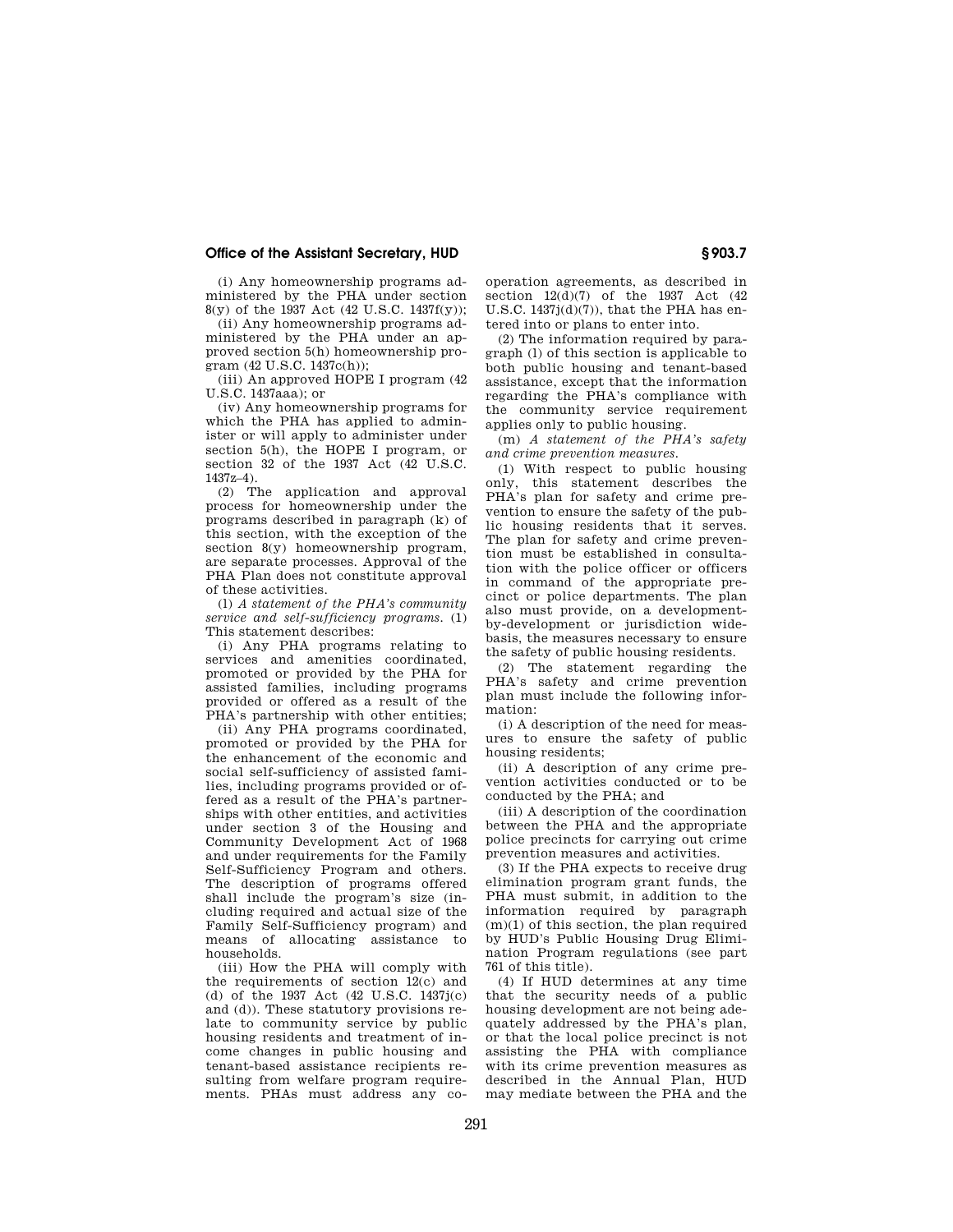(i) Any homeownership programs administered by the PHA under section 8(y) of the 1937 Act (42 U.S.C. 1437f(y));

(ii) Any homeownership programs administered by the PHA under an approved section 5(h) homeownership program (42 U.S.C. 1437c(h));

(iii) An approved HOPE I program (42 U.S.C. 1437aaa); or

(iv) Any homeownership programs for which the PHA has applied to administer or will apply to administer under section 5(h), the HOPE I program, or section 32 of the 1937 Act (42 U.S.C. 1437z–4).

(2) The application and approval process for homeownership under the programs described in paragraph (k) of this section, with the exception of the section 8(y) homeownership program, are separate processes. Approval of the PHA Plan does not constitute approval of these activities.

(l) *A statement of the PHA's community service and self-sufficiency programs.* (1) This statement describes:

(i) Any PHA programs relating to services and amenities coordinated, promoted or provided by the PHA for assisted families, including programs provided or offered as a result of the PHA's partnership with other entities;

(ii) Any PHA programs coordinated, promoted or provided by the PHA for the enhancement of the economic and social self-sufficiency of assisted families, including programs provided or offered as a result of the PHA's partnerships with other entities, and activities under section 3 of the Housing and Community Development Act of 1968 and under requirements for the Family Self-Sufficiency Program and others. The description of programs offered shall include the program's size (including required and actual size of the Family Self-Sufficiency program) and means of allocating assistance to households.

(iii) How the PHA will comply with the requirements of section 12(c) and (d) of the 1937 Act (42 U.S.C. 1437j(c) and (d)). These statutory provisions relate to community service by public housing residents and treatment of income changes in public housing and tenant-based assistance recipients resulting from welfare program requirements. PHAs must address any cooperation agreements, as described in section 12(d)(7) of the 1937 Act (42 U.S.C. 1437j(d)(7)), that the PHA has entered into or plans to enter into.

(2) The information required by paragraph (l) of this section is applicable to both public housing and tenant-based assistance, except that the information regarding the PHA's compliance with the community service requirement applies only to public housing.

(m) *A statement of the PHA's safety and crime prevention measures.*

(1) With respect to public housing only, this statement describes the PHA's plan for safety and crime prevention to ensure the safety of the public housing residents that it serves. The plan for safety and crime prevention must be established in consultation with the police officer or officers in command of the appropriate precinct or police departments. The plan also must provide, on a development-by-development or jurisdiction wide-basis, the measures necessary to ensure the safety of public housing residents.

(2) The statement regarding the PHA's safety and crime prevention plan must include the following information:

(i) A description of the need for measures to ensure the safety of public housing residents;

(ii) A description of any crime prevention activities conducted or to be conducted by the PHA; and

(iii) A description of the coordination between the PHA and the appropriate police precincts for carrying out crime prevention measures and activities.

(3) If the PHA expects to receive drug elimination program grant funds, the PHA must submit, in addition to the information required by paragraph (m)(1) of this section, the plan required by HUD's Public Housing Drug Elimination Program regulations (see part 761 of this title).

(4) If HUD determines at any time that the security needs of a public housing development are not being adequately addressed by the PHA's plan, or that the local police precinct is not assisting the PHA with compliance with its crime prevention measures as described in the Annual Plan, HUD may mediate between the PHA and the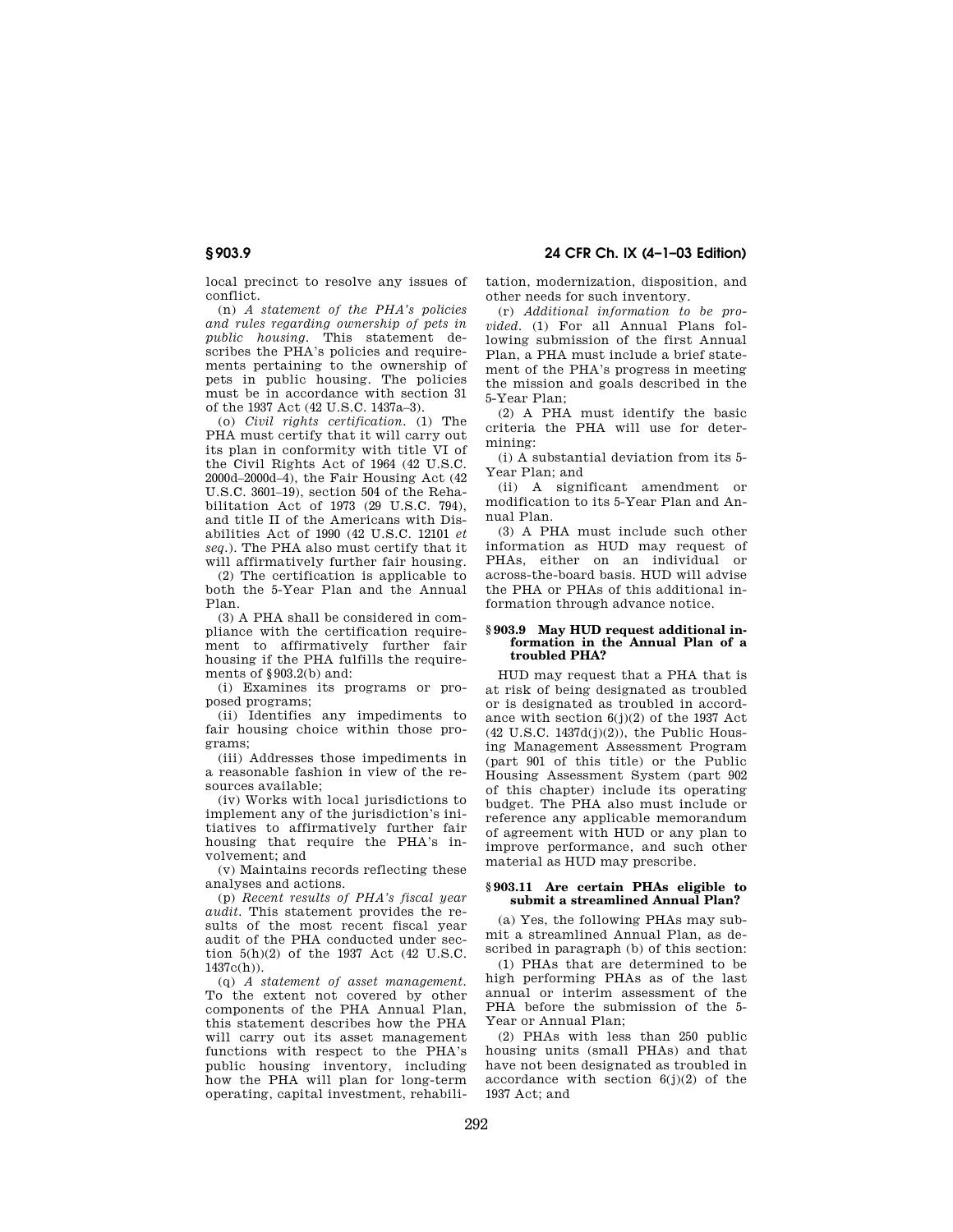local precinct to resolve any issues of conflict.

(n) *A statement of the PHA's policies and rules regarding ownership of pets in public housing.* This statement describes the PHA's policies and requirements pertaining to the ownership of pets in public housing. The policies must be in accordance with section 31 of the 1937 Act (42 U.S.C. 1437a–3).

(o) *Civil rights certification.* (1) The PHA must certify that it will carry out its plan in conformity with title VI of the Civil Rights Act of 1964 (42 U.S.C. 2000d–2000d–4), the Fair Housing Act (42 U.S.C. 3601–19), section 504 of the Rehabilitation Act of 1973 (29 U.S.C. 794), and title II of the Americans with Disabilities Act of 1990 (42 U.S.C. 12101 *et seq.*). The PHA also must certify that it will affirmatively further fair housing.

(2) The certification is applicable to both the 5-Year Plan and the Annual Plan.

(3) A PHA shall be considered in compliance with the certification requirement to affirmatively further fair housing if the PHA fulfills the requirements of §903.2(b) and:

(i) Examines its programs or proposed programs;

(ii) Identifies any impediments to fair housing choice within those programs;

(iii) Addresses those impediments in a reasonable fashion in view of the resources available;

(iv) Works with local jurisdictions to implement any of the jurisdiction's initiatives to affirmatively further fair housing that require the PHA's involvement; and

(v) Maintains records reflecting these analyses and actions.

(p) *Recent results of PHA's fiscal year audit.* This statement provides the results of the most recent fiscal year audit of the PHA conducted under section 5(h)(2) of the 1937 Act (42 U.S.C. 1437c(h)).

(q) *A statement of asset management.* To the extent not covered by other components of the PHA Annual Plan, this statement describes how the PHA will carry out its asset management functions with respect to the PHA's public housing inventory, including how the PHA will plan for long-term operating, capital investment, rehabilitation, modernization, disposition, and other needs for such inventory.

(r) *Additional information to be provided.* (1) For all Annual Plans following submission of the first Annual Plan, a PHA must include a brief statement of the PHA's progress in meeting the mission and goals described in the 5-Year Plan;

(2) A PHA must identify the basic criteria the PHA will use for determining:

(i) A substantial deviation from its 5-Year Plan; and

(ii) A significant amendment or modification to its 5-Year Plan and Annual Plan.

(3) A PHA must include such other information as HUD may request of PHAs, either on an individual or across-the-board basis. HUD will advise the PHA or PHAs of this additional information through advance notice.

### §903.9 May HUD request additional information in the Annual Plan of a troubled PHA?

HUD may request that a PHA that is at risk of being designated as troubled or is designated as troubled in accordance with section 6(j)(2) of the 1937 Act (42 U.S.C. 1437d(j)(2)), the Public Housing Management Assessment Program (part 901 of this title) or the Public Housing Assessment System (part 902 of this chapter) include its operating budget. The PHA also must include or reference any applicable memorandum of agreement with HUD or any plan to improve performance, and such other material as HUD may prescribe.

### §903.11 Are certain PHAs eligible to submit a streamlined Annual Plan?

(a) Yes, the following PHAs may submit a streamlined Annual Plan, as described in paragraph (b) of this section:

(1) PHAs that are determined to be high performing PHAs as of the last annual or interim assessment of the PHA before the submission of the 5-Year or Annual Plan;

(2) PHAs with less than 250 public housing units (small PHAs) and that have not been designated as troubled in accordance with section 6(j)(2) of the 1937 Act; and